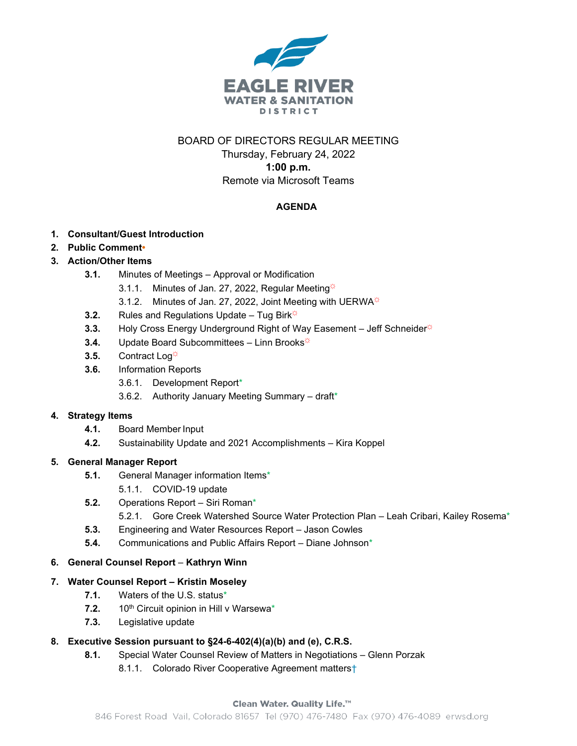EAGLE RIVER
WATER & SANITATION
DISTRICT

BOARD OF DIRECTORS REGULAR MEETING
Thursday, February 24, 2022
**1:00 p.m.**
Remote via Microsoft Teams

**AGENDA**

1. **Consultant/Guest Introduction**
2. **Public Comment**•
3. **Action/Other Items**
   - **3.1.** Minutes of Meetings – Approval or Modification
     - 3.1.1. Minutes of Jan. 27, 2022, Regular Meeting☼
     - 3.1.2. Minutes of Jan. 27, 2022, Joint Meeting with UERWA☼
   - **3.2.** Rules and Regulations Update – Tug Birk☼
   - **3.3.** Holy Cross Energy Underground Right of Way Easement – Jeff Schneider☼
   - **3.4.** Update Board Subcommittees – Linn Brooks☼
   - **3.5.** Contract Log☼
   - **3.6.** Information Reports
     - 3.6.1. Development Report*
     - 3.6.2. Authority January Meeting Summary – draft*
4. **Strategy Items**
   - **4.1.** Board Member Input
   - **4.2.** Sustainability Update and 2021 Accomplishments – Kira Koppel
5. **General Manager Report**
   - **5.1.** General Manager information Items*
     - 5.1.1. COVID-19 update
   - **5.2.** Operations Report – Siri Roman*
     - 5.2.1. Gore Creek Watershed Source Water Protection Plan – Leah Cribari, Kailey Rosema*
   - **5.3.** Engineering and Water Resources Report – Jason Cowles
   - **5.4.** Communications and Public Affairs Report – Diane Johnson*
6. **General Counsel Report** – **Kathryn Winn**
7. **Water Counsel Report – Kristin Moseley**
   - **7.1.** Waters of the U.S. status*
   - **7.2.** 10th Circuit opinion in Hill v Warsewa*
   - **7.3.** Legislative update
8. **Executive Session pursuant to §24-6-402(4)(a)(b) and (e), C.R.S.**
   - **8.1.** Special Water Counsel Review of Matters in Negotiations – Glenn Porzak
     - 8.1.1. Colorado River Cooperative Agreement matters†

Clean Water. Quality Life.™
846 Forest Road Vail, Colorado 81657 Tel (970) 476-7480 Fax (970) 476-4089 erwsd.org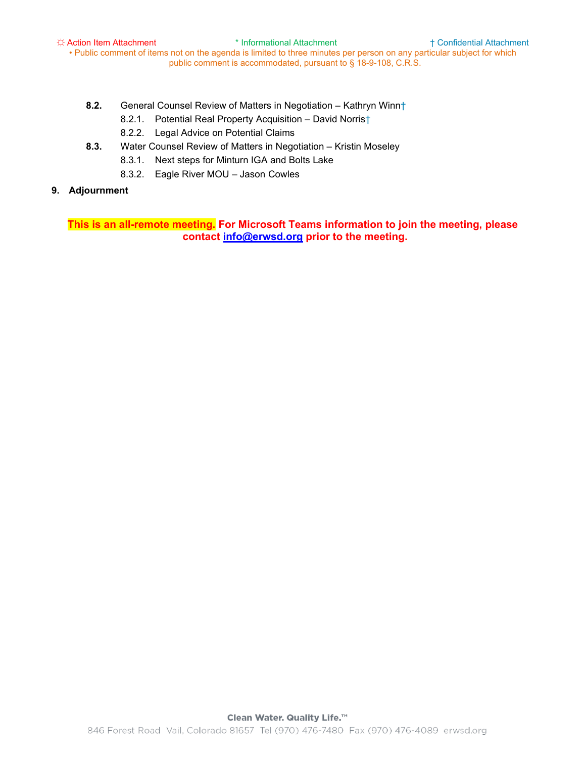☼ Action Item Attachment    * Informational Attachment    † Confidential Attachment
• Public comment of items not on the agenda is limited to three minutes per person on any particular subject for which public comment is accommodated, pursuant to § 18-9-108, C.R.S.

- **8.2.** General Counsel Review of Matters in Negotiation – Kathryn Winn†
  - 8.2.1. Potential Real Property Acquisition – David Norris†
  - 8.2.2. Legal Advice on Potential Claims
- **8.3.** Water Counsel Review of Matters in Negotiation – Kristin Moseley
  - 8.3.1. Next steps for Minturn IGA and Bolts Lake
  - 8.3.2. Eagle River MOU – Jason Cowles

**9. Adjournment**

**This is an all-remote meeting. For Microsoft Teams information to join the meeting, please contact info@erwsd.org prior to the meeting.**

**Clean Water. Quality Life.™**
846 Forest Road Vail, Colorado 81657 Tel (970) 476-7480 Fax (970) 476-4089 erwsd.org